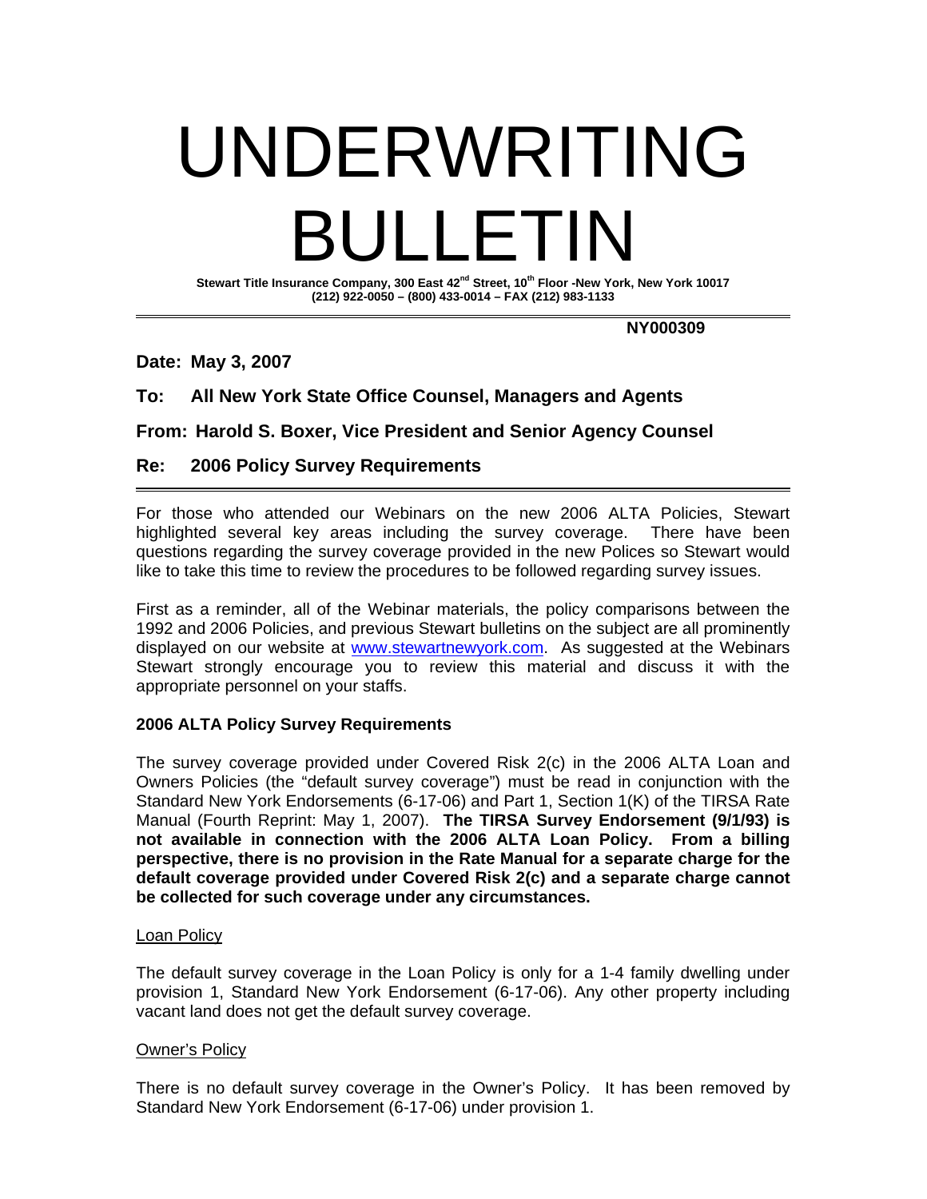# UNDERWRITING BULLETIN

**Stewart Title Insurance Company, 300 East 42nd Street, 10th Floor -New York, New York 10017**
**(212) 922-0050 – (800) 433-0014 – FAX (212) 983-1133**

---

**NY000309**

**Date: May 3, 2007**

**To: All New York State Office Counsel, Managers and Agents**

**From: Harold S. Boxer, Vice President and Senior Agency Counsel**

**Re: 2006 Policy Survey Requirements**

---

For those who attended our Webinars on the new 2006 ALTA Policies, Stewart highlighted several key areas including the survey coverage. There have been questions regarding the survey coverage provided in the new Polices so Stewart would like to take this time to review the procedures to be followed regarding survey issues.

First as a reminder, all of the Webinar materials, the policy comparisons between the 1992 and 2006 Policies, and previous Stewart bulletins on the subject are all prominently displayed on our website at [www.stewartnewyork.com](www.stewartnewyork.com). As suggested at the Webinars Stewart strongly encourage you to review this material and discuss it with the appropriate personnel on your staffs.

**2006 ALTA Policy Survey Requirements**

The survey coverage provided under Covered Risk 2(c) in the 2006 ALTA Loan and Owners Policies (the "default survey coverage") must be read in conjunction with the Standard New York Endorsements (6-17-06) and Part 1, Section 1(K) of the TIRSA Rate Manual (Fourth Reprint: May 1, 2007). **The TIRSA Survey Endorsement (9/1/93) is not available in connection with the 2006 ALTA Loan Policy. From a billing perspective, there is no provision in the Rate Manual for a separate charge for the default coverage provided under Covered Risk 2(c) and a separate charge cannot be collected for such coverage under any circumstances.**

Loan Policy

The default survey coverage in the Loan Policy is only for a 1-4 family dwelling under provision 1, Standard New York Endorsement (6-17-06). Any other property including vacant land does not get the default survey coverage.

Owner's Policy

There is no default survey coverage in the Owner's Policy. It has been removed by Standard New York Endorsement (6-17-06) under provision 1.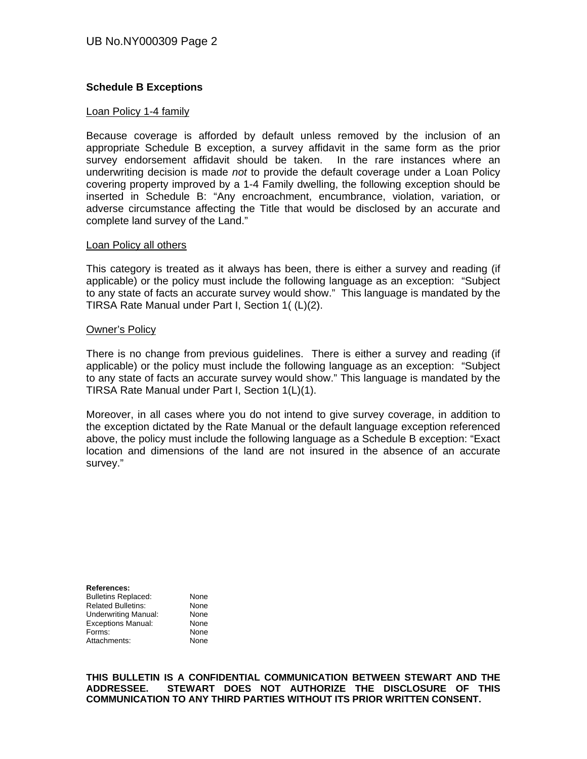**Schedule B Exceptions**

Loan Policy 1-4 family

Because coverage is afforded by default unless removed by the inclusion of an appropriate Schedule B exception, a survey affidavit in the same form as the prior survey endorsement affidavit should be taken. In the rare instances where an underwriting decision is made *not* to provide the default coverage under a Loan Policy covering property improved by a 1-4 Family dwelling, the following exception should be inserted in Schedule B: "Any encroachment, encumbrance, violation, variation, or adverse circumstance affecting the Title that would be disclosed by an accurate and complete land survey of the Land."

Loan Policy all others

This category is treated as it always has been, there is either a survey and reading (if applicable) or the policy must include the following language as an exception: "Subject to any state of facts an accurate survey would show." This language is mandated by the TIRSA Rate Manual under Part I, Section 1( (L)(2).

Owner's Policy

There is no change from previous guidelines. There is either a survey and reading (if applicable) or the policy must include the following language as an exception: "Subject to any state of facts an accurate survey would show." This language is mandated by the TIRSA Rate Manual under Part I, Section 1(L)(1).

Moreover, in all cases where you do not intend to give survey coverage, in addition to the exception dictated by the Rate Manual or the default language exception referenced above, the policy must include the following language as a Schedule B exception: "Exact location and dimensions of the land are not insured in the absence of an accurate survey."

**References:**

| | |
|---|---|
| Bulletins Replaced: | None |
| Related Bulletins: | None |
| Underwriting Manual: | None |
| Exceptions Manual: | None |
| Forms: | None |
| Attachments: | None |

**THIS BULLETIN IS A CONFIDENTIAL COMMUNICATION BETWEEN STEWART AND THE ADDRESSEE. STEWART DOES NOT AUTHORIZE THE DISCLOSURE OF THIS COMMUNICATION TO ANY THIRD PARTIES WITHOUT ITS PRIOR WRITTEN CONSENT.**